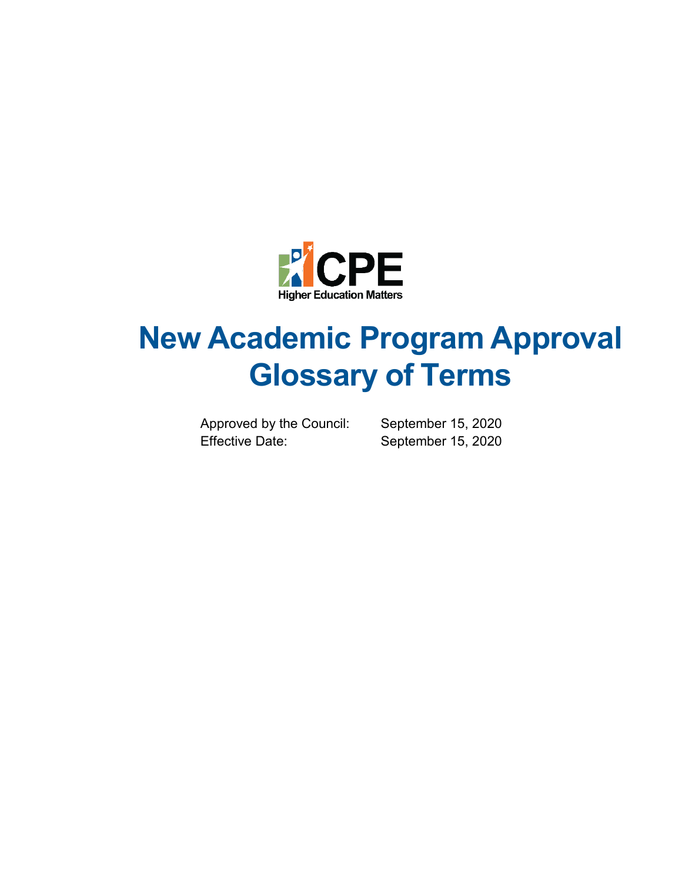CPE

Higher Education Matters

# New Academic Program Approval Glossary of Terms

| | |
|---|---|
| Approved by the Council: | September 15, 2020 |
| Effective Date: | September 15, 2020 |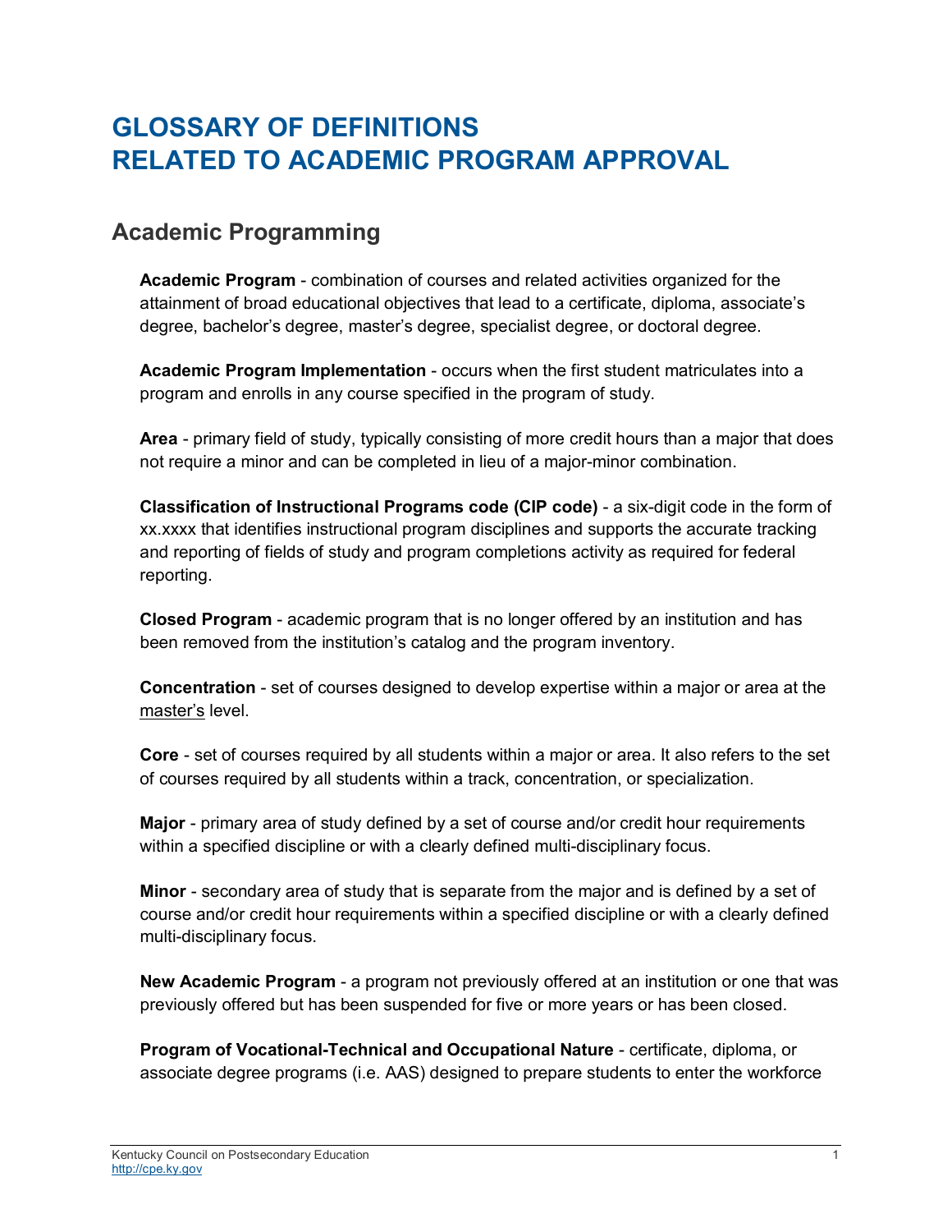# GLOSSARY OF DEFINITIONS RELATED TO ACADEMIC PROGRAM APPROVAL

## Academic Programming

**Academic Program** - combination of courses and related activities organized for the attainment of broad educational objectives that lead to a certificate, diploma, associate's degree, bachelor's degree, master's degree, specialist degree, or doctoral degree.

**Academic Program Implementation** - occurs when the first student matriculates into a program and enrolls in any course specified in the program of study.

**Area** - primary field of study, typically consisting of more credit hours than a major that does not require a minor and can be completed in lieu of a major-minor combination.

**Classification of Instructional Programs code (CIP code)** - a six-digit code in the form of xx.xxxx that identifies instructional program disciplines and supports the accurate tracking and reporting of fields of study and program completions activity as required for federal reporting.

**Closed Program** - academic program that is no longer offered by an institution and has been removed from the institution's catalog and the program inventory.

**Concentration** - set of courses designed to develop expertise within a major or area at the <u>master's</u> level.

**Core** - set of courses required by all students within a major or area. It also refers to the set of courses required by all students within a track, concentration, or specialization.

**Major** - primary area of study defined by a set of course and/or credit hour requirements within a specified discipline or with a clearly defined multi-disciplinary focus.

**Minor** - secondary area of study that is separate from the major and is defined by a set of course and/or credit hour requirements within a specified discipline or with a clearly defined multi-disciplinary focus.

**New Academic Program** - a program not previously offered at an institution or one that was previously offered but has been suspended for five or more years or has been closed.

**Program of Vocational-Technical and Occupational Nature** - certificate, diploma, or associate degree programs (i.e. AAS) designed to prepare students to enter the workforce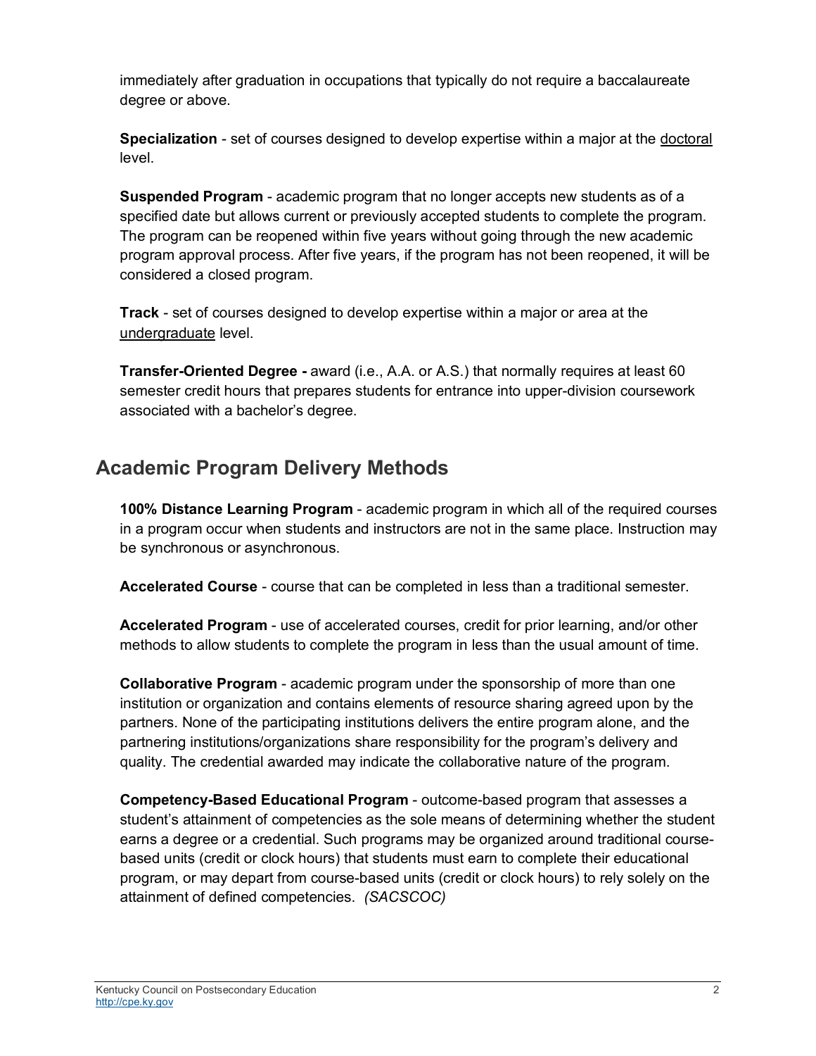immediately after graduation in occupations that typically do not require a baccalaureate degree or above.

**Specialization** - set of courses designed to develop expertise within a major at the doctoral level.

**Suspended Program** - academic program that no longer accepts new students as of a specified date but allows current or previously accepted students to complete the program. The program can be reopened within five years without going through the new academic program approval process. After five years, if the program has not been reopened, it will be considered a closed program.

**Track** - set of courses designed to develop expertise within a major or area at the undergraduate level.

**Transfer-Oriented Degree -** award (i.e., A.A. or A.S.) that normally requires at least 60 semester credit hours that prepares students for entrance into upper-division coursework associated with a bachelor's degree.

## Academic Program Delivery Methods

**100% Distance Learning Program** - academic program in which all of the required courses in a program occur when students and instructors are not in the same place. Instruction may be synchronous or asynchronous.

**Accelerated Course** - course that can be completed in less than a traditional semester.

**Accelerated Program** - use of accelerated courses, credit for prior learning, and/or other methods to allow students to complete the program in less than the usual amount of time.

**Collaborative Program** - academic program under the sponsorship of more than one institution or organization and contains elements of resource sharing agreed upon by the partners. None of the participating institutions delivers the entire program alone, and the partnering institutions/organizations share responsibility for the program's delivery and quality. The credential awarded may indicate the collaborative nature of the program.

**Competency-Based Educational Program** - outcome-based program that assesses a student's attainment of competencies as the sole means of determining whether the student earns a degree or a credential. Such programs may be organized around traditional course-based units (credit or clock hours) that students must earn to complete their educational program, or may depart from course-based units (credit or clock hours) to rely solely on the attainment of defined competencies. *(SACSCOC)*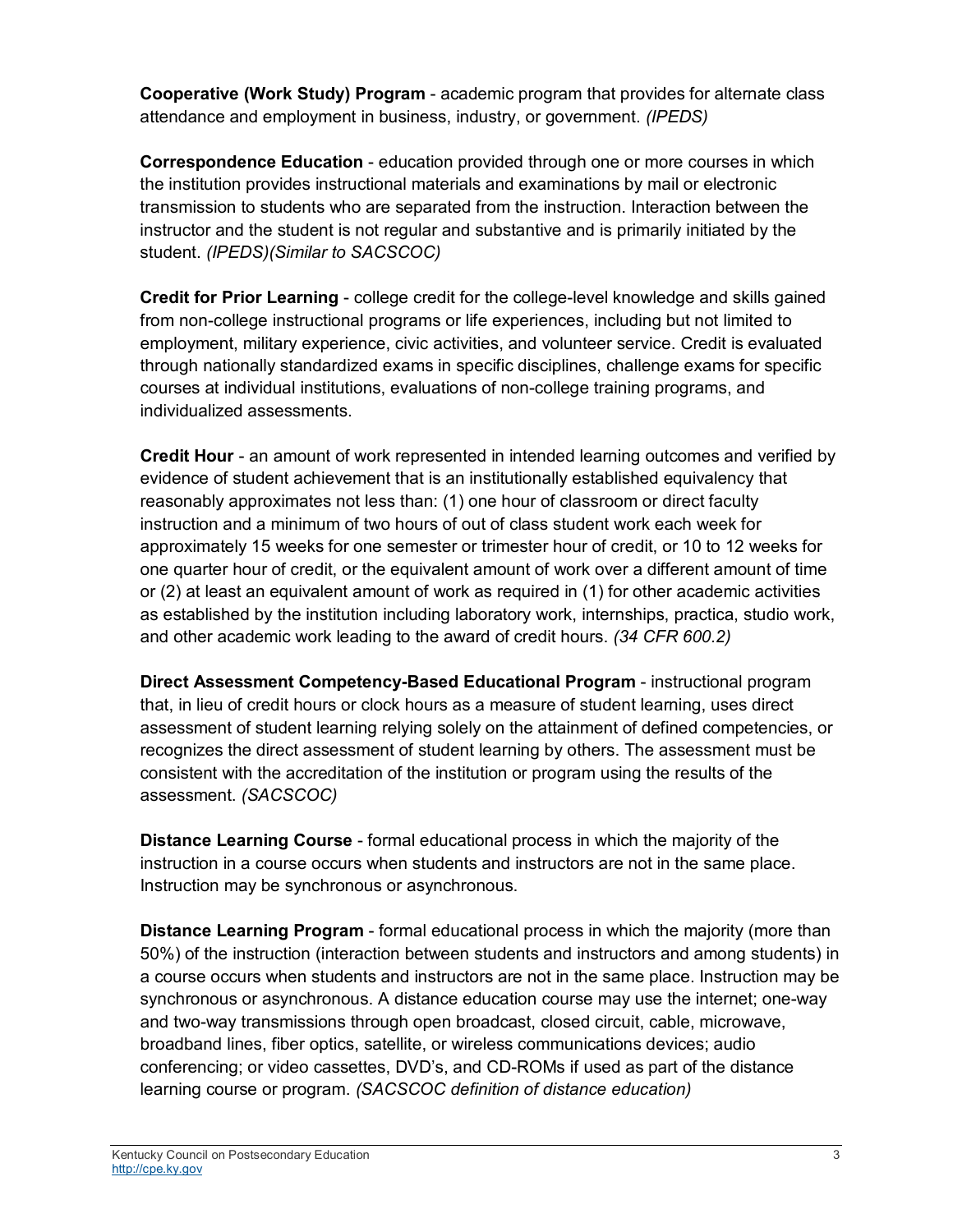**Cooperative (Work Study) Program** - academic program that provides for alternate class attendance and employment in business, industry, or government. *(IPEDS)*

**Correspondence Education** - education provided through one or more courses in which the institution provides instructional materials and examinations by mail or electronic transmission to students who are separated from the instruction. Interaction between the instructor and the student is not regular and substantive and is primarily initiated by the student. *(IPEDS)(Similar to SACSCOC)*

**Credit for Prior Learning** - college credit for the college-level knowledge and skills gained from non-college instructional programs or life experiences, including but not limited to employment, military experience, civic activities, and volunteer service. Credit is evaluated through nationally standardized exams in specific disciplines, challenge exams for specific courses at individual institutions, evaluations of non-college training programs, and individualized assessments.

**Credit Hour** - an amount of work represented in intended learning outcomes and verified by evidence of student achievement that is an institutionally established equivalency that reasonably approximates not less than: (1) one hour of classroom or direct faculty instruction and a minimum of two hours of out of class student work each week for approximately 15 weeks for one semester or trimester hour of credit, or 10 to 12 weeks for one quarter hour of credit, or the equivalent amount of work over a different amount of time or (2) at least an equivalent amount of work as required in (1) for other academic activities as established by the institution including laboratory work, internships, practica, studio work, and other academic work leading to the award of credit hours. *(34 CFR 600.2)*

**Direct Assessment Competency-Based Educational Program** - instructional program that, in lieu of credit hours or clock hours as a measure of student learning, uses direct assessment of student learning relying solely on the attainment of defined competencies, or recognizes the direct assessment of student learning by others. The assessment must be consistent with the accreditation of the institution or program using the results of the assessment. *(SACSCOC)*

**Distance Learning Course** - formal educational process in which the majority of the instruction in a course occurs when students and instructors are not in the same place. Instruction may be synchronous or asynchronous.

**Distance Learning Program** - formal educational process in which the majority (more than 50%) of the instruction (interaction between students and instructors and among students) in a course occurs when students and instructors are not in the same place. Instruction may be synchronous or asynchronous. A distance education course may use the internet; one-way and two-way transmissions through open broadcast, closed circuit, cable, microwave, broadband lines, fiber optics, satellite, or wireless communications devices; audio conferencing; or video cassettes, DVD's, and CD-ROMs if used as part of the distance learning course or program. *(SACSCOC definition of distance education)*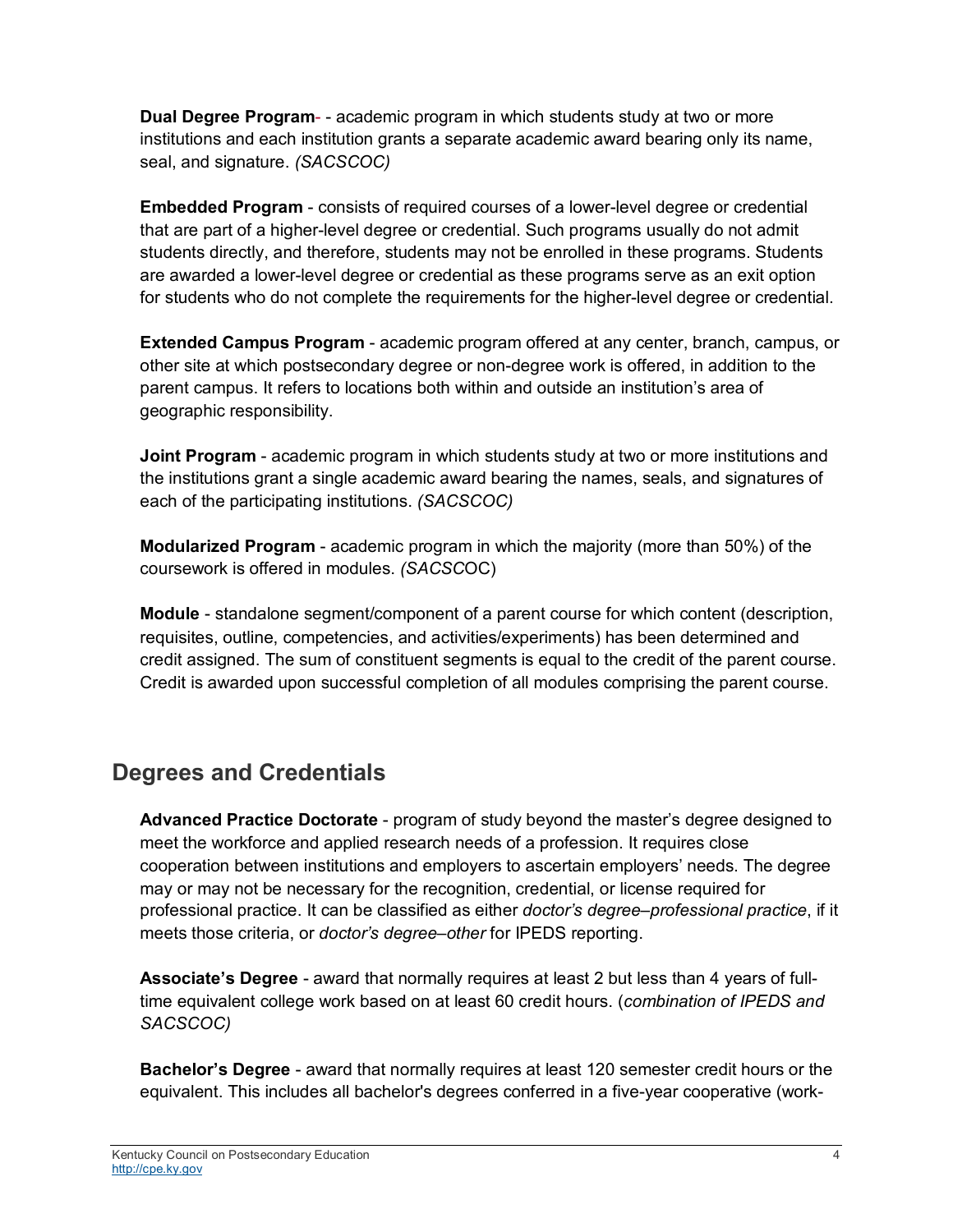**Dual Degree Program**- - academic program in which students study at two or more institutions and each institution grants a separate academic award bearing only its name, seal, and signature. *(SACSCOC)*

**Embedded Program** - consists of required courses of a lower-level degree or credential that are part of a higher-level degree or credential. Such programs usually do not admit students directly, and therefore, students may not be enrolled in these programs. Students are awarded a lower-level degree or credential as these programs serve as an exit option for students who do not complete the requirements for the higher-level degree or credential.

**Extended Campus Program** - academic program offered at any center, branch, campus, or other site at which postsecondary degree or non-degree work is offered, in addition to the parent campus. It refers to locations both within and outside an institution's area of geographic responsibility.

**Joint Program** - academic program in which students study at two or more institutions and the institutions grant a single academic award bearing the names, seals, and signatures of each of the participating institutions. *(SACSCOC)*

**Modularized Program** - academic program in which the majority (more than 50%) of the coursework is offered in modules. *(SACSC*OC)

**Module** - standalone segment/component of a parent course for which content (description, requisites, outline, competencies, and activities/experiments) has been determined and credit assigned. The sum of constituent segments is equal to the credit of the parent course. Credit is awarded upon successful completion of all modules comprising the parent course.

## Degrees and Credentials

**Advanced Practice Doctorate** - program of study beyond the master's degree designed to meet the workforce and applied research needs of a profession. It requires close cooperation between institutions and employers to ascertain employers' needs. The degree may or may not be necessary for the recognition, credential, or license required for professional practice. It can be classified as either *doctor's degree–professional practice*, if it meets those criteria, or *doctor's degree–other* for IPEDS reporting.

**Associate's Degree** - award that normally requires at least 2 but less than 4 years of full-time equivalent college work based on at least 60 credit hours. (*combination of IPEDS and SACSCOC)*

**Bachelor's Degree** - award that normally requires at least 120 semester credit hours or the equivalent. This includes all bachelor's degrees conferred in a five-year cooperative (work-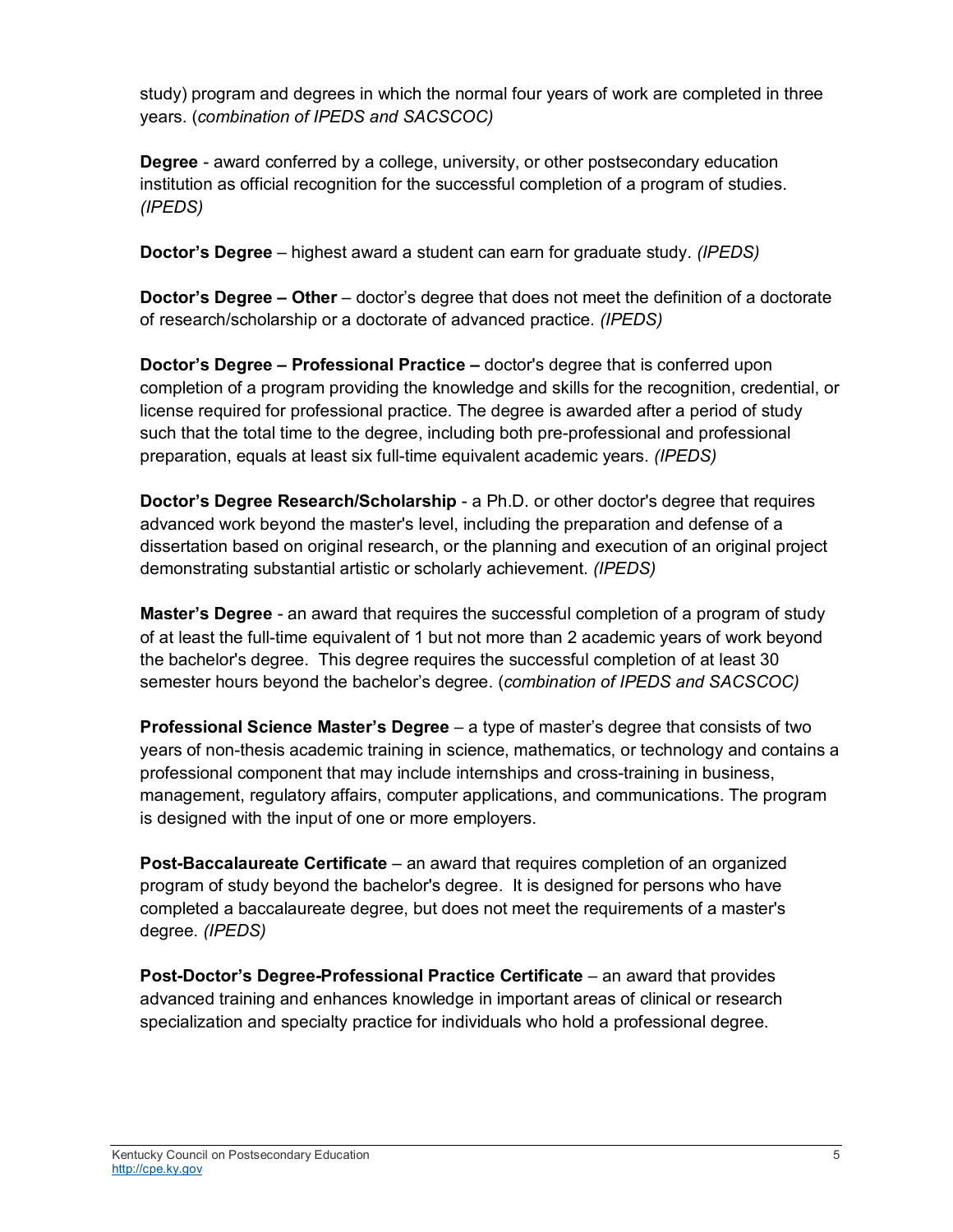study) program and degrees in which the normal four years of work are completed in three years. (*combination of IPEDS and SACSCOC)*

**Degree** - award conferred by a college, university, or other postsecondary education institution as official recognition for the successful completion of a program of studies. *(IPEDS)*

**Doctor's Degree** – highest award a student can earn for graduate study. *(IPEDS)*

**Doctor's Degree – Other** – doctor's degree that does not meet the definition of a doctorate of research/scholarship or a doctorate of advanced practice. *(IPEDS)*

**Doctor's Degree – Professional Practice –** doctor's degree that is conferred upon completion of a program providing the knowledge and skills for the recognition, credential, or license required for professional practice. The degree is awarded after a period of study such that the total time to the degree, including both pre-professional and professional preparation, equals at least six full-time equivalent academic years. *(IPEDS)*

**Doctor's Degree Research/Scholarship** - a Ph.D. or other doctor's degree that requires advanced work beyond the master's level, including the preparation and defense of a dissertation based on original research, or the planning and execution of an original project demonstrating substantial artistic or scholarly achievement. *(IPEDS)*

**Master's Degree** - an award that requires the successful completion of a program of study of at least the full-time equivalent of 1 but not more than 2 academic years of work beyond the bachelor's degree. This degree requires the successful completion of at least 30 semester hours beyond the bachelor's degree. (*combination of IPEDS and SACSCOC)*

**Professional Science Master's Degree** – a type of master's degree that consists of two years of non-thesis academic training in science, mathematics, or technology and contains a professional component that may include internships and cross-training in business, management, regulatory affairs, computer applications, and communications. The program is designed with the input of one or more employers.

**Post-Baccalaureate Certificate** – an award that requires completion of an organized program of study beyond the bachelor's degree. It is designed for persons who have completed a baccalaureate degree, but does not meet the requirements of a master's degree. *(IPEDS)*

**Post-Doctor's Degree-Professional Practice Certificate** – an award that provides advanced training and enhances knowledge in important areas of clinical or research specialization and specialty practice for individuals who hold a professional degree.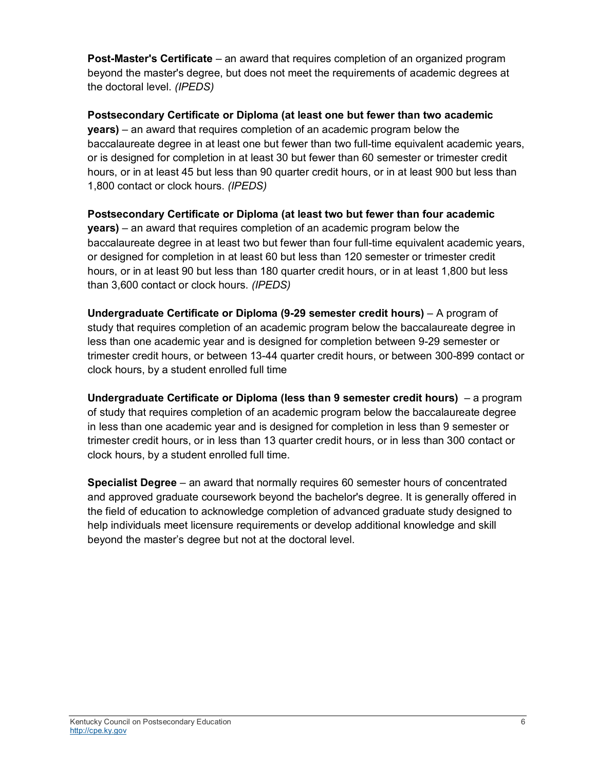**Post-Master's Certificate** – an award that requires completion of an organized program beyond the master's degree, but does not meet the requirements of academic degrees at the doctoral level. *(IPEDS)*

**Postsecondary Certificate or Diploma (at least one but fewer than two academic years)** – an award that requires completion of an academic program below the baccalaureate degree in at least one but fewer than two full-time equivalent academic years, or is designed for completion in at least 30 but fewer than 60 semester or trimester credit hours, or in at least 45 but less than 90 quarter credit hours, or in at least 900 but less than 1,800 contact or clock hours. *(IPEDS)*

**Postsecondary Certificate or Diploma (at least two but fewer than four academic years)** – an award that requires completion of an academic program below the baccalaureate degree in at least two but fewer than four full-time equivalent academic years, or designed for completion in at least 60 but less than 120 semester or trimester credit hours, or in at least 90 but less than 180 quarter credit hours, or in at least 1,800 but less than 3,600 contact or clock hours. *(IPEDS)*

**Undergraduate Certificate or Diploma (9-29 semester credit hours)** – A program of study that requires completion of an academic program below the baccalaureate degree in less than one academic year and is designed for completion between 9-29 semester or trimester credit hours, or between 13-44 quarter credit hours, or between 300-899 contact or clock hours, by a student enrolled full time

**Undergraduate Certificate or Diploma (less than 9 semester credit hours)** – a program of study that requires completion of an academic program below the baccalaureate degree in less than one academic year and is designed for completion in less than 9 semester or trimester credit hours, or in less than 13 quarter credit hours, or in less than 300 contact or clock hours, by a student enrolled full time.

**Specialist Degree** – an award that normally requires 60 semester hours of concentrated and approved graduate coursework beyond the bachelor's degree. It is generally offered in the field of education to acknowledge completion of advanced graduate study designed to help individuals meet licensure requirements or develop additional knowledge and skill beyond the master's degree but not at the doctoral level.